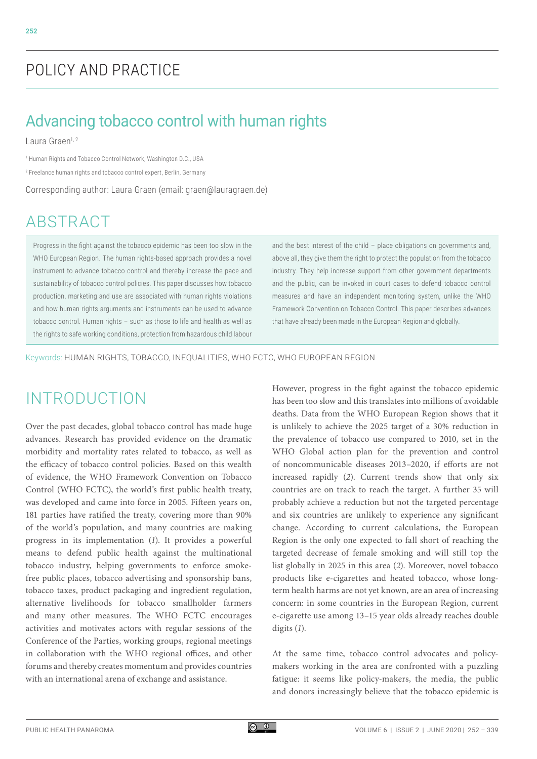POLICY AND PRACTICE

# Advancing tobacco control with human rights

Laura Graen[1, 2]

[1] Human Rights and Tobacco Control Network, Washington D.C., USA

[2] Freelance human rights and tobacco control expert, Berlin, Germany

Corresponding author: Laura Graen (email: graen@lauragraen.de)

## ABSTRACT

Progress in the fight against the tobacco epidemic has been too slow in the WHO European Region. The human rights-based approach provides a novel instrument to advance tobacco control and thereby increase the pace and sustainability of tobacco control policies. This paper discusses how tobacco production, marketing and use are associated with human rights violations and how human rights arguments and instruments can be used to advance tobacco control. Human rights – such as those to life and health as well as the rights to safe working conditions, protection from hazardous child labour and the best interest of the child – place obligations on governments and, above all, they give them the right to protect the population from the tobacco industry. They help increase support from other government departments and the public, can be invoked in court cases to defend tobacco control measures and have an independent monitoring system, unlike the WHO Framework Convention on Tobacco Control. This paper describes advances that have already been made in the European Region and globally.

Keywords: HUMAN RIGHTS, TOBACCO, INEQUALITIES, WHO FCTC, WHO EUROPEAN REGION

## INTRODUCTION

Over the past decades, global tobacco control has made huge advances. Research has provided evidence on the dramatic morbidity and mortality rates related to tobacco, as well as the efficacy of tobacco control policies. Based on this wealth of evidence, the WHO Framework Convention on Tobacco Control (WHO FCTC), the world's first public health treaty, was developed and came into force in 2005. Fifteen years on, 181 parties have ratified the treaty, covering more than 90% of the world's population, and many countries are making progress in its implementation (*1*). It provides a powerful means to defend public health against the multinational tobacco industry, helping governments to enforce smoke-free public places, tobacco advertising and sponsorship bans, tobacco taxes, product packaging and ingredient regulation, alternative livelihoods for tobacco smallholder farmers and many other measures. The WHO FCTC encourages activities and motivates actors with regular sessions of the Conference of the Parties, working groups, regional meetings in collaboration with the WHO regional offices, and other forums and thereby creates momentum and provides countries with an international arena of exchange and assistance.

However, progress in the fight against the tobacco epidemic has been too slow and this translates into millions of avoidable deaths. Data from the WHO European Region shows that it is unlikely to achieve the 2025 target of a 30% reduction in the prevalence of tobacco use compared to 2010, set in the WHO Global action plan for the prevention and control of noncommunicable diseases 2013–2020, if efforts are not increased rapidly (*2*). Current trends show that only six countries are on track to reach the target. A further 35 will probably achieve a reduction but not the targeted percentage and six countries are unlikely to experience any significant change. According to current calculations, the European Region is the only one expected to fall short of reaching the targeted decrease of female smoking and will still top the list globally in 2025 in this area (*2*). Moreover, novel tobacco products like e-cigarettes and heated tobacco, whose long-term health harms are not yet known, are an area of increasing concern: in some countries in the European Region, current e-cigarette use among 13–15 year olds already reaches double digits (*1*).

At the same time, tobacco control advocates and policy-makers working in the area are confronted with a puzzling fatigue: it seems like policy-makers, the media, the public and donors increasingly believe that the tobacco epidemic is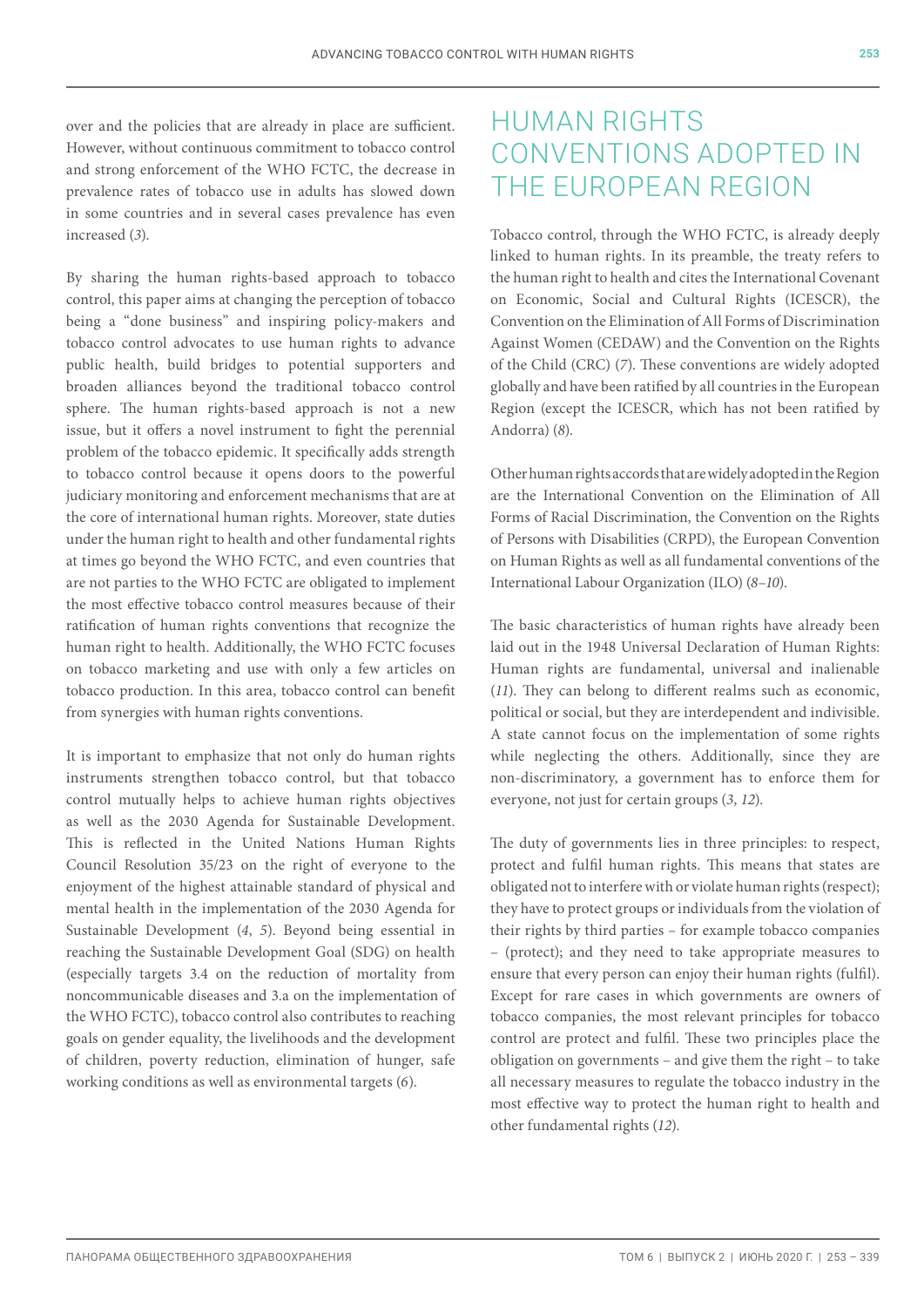over and the policies that are already in place are sufficient. However, without continuous commitment to tobacco control and strong enforcement of the WHO FCTC, the decrease in prevalence rates of tobacco use in adults has slowed down in some countries and in several cases prevalence has even increased (*3*).

By sharing the human rights-based approach to tobacco control, this paper aims at changing the perception of tobacco being a "done business" and inspiring policy-makers and tobacco control advocates to use human rights to advance public health, build bridges to potential supporters and broaden alliances beyond the traditional tobacco control sphere. The human rights-based approach is not a new issue, but it offers a novel instrument to fight the perennial problem of the tobacco epidemic. It specifically adds strength to tobacco control because it opens doors to the powerful judiciary monitoring and enforcement mechanisms that are at the core of international human rights. Moreover, state duties under the human right to health and other fundamental rights at times go beyond the WHO FCTC, and even countries that are not parties to the WHO FCTC are obligated to implement the most effective tobacco control measures because of their ratification of human rights conventions that recognize the human right to health. Additionally, the WHO FCTC focuses on tobacco marketing and use with only a few articles on tobacco production. In this area, tobacco control can benefit from synergies with human rights conventions.

It is important to emphasize that not only do human rights instruments strengthen tobacco control, but that tobacco control mutually helps to achieve human rights objectives as well as the 2030 Agenda for Sustainable Development. This is reflected in the United Nations Human Rights Council Resolution 35/23 on the right of everyone to the enjoyment of the highest attainable standard of physical and mental health in the implementation of the 2030 Agenda for Sustainable Development (*4*, *5*). Beyond being essential in reaching the Sustainable Development Goal (SDG) on health (especially targets 3.4 on the reduction of mortality from noncommunicable diseases and 3.a on the implementation of the WHO FCTC), tobacco control also contributes to reaching goals on gender equality, the livelihoods and the development of children, poverty reduction, elimination of hunger, safe working conditions as well as environmental targets (*6*).

## HUMAN RIGHTS CONVENTIONS ADOPTED IN THE EUROPEAN REGION

Tobacco control, through the WHO FCTC, is already deeply linked to human rights. In its preamble, the treaty refers to the human right to health and cites the International Covenant on Economic, Social and Cultural Rights (ICESCR), the Convention on the Elimination of All Forms of Discrimination Against Women (CEDAW) and the Convention on the Rights of the Child (CRC) (*7*). These conventions are widely adopted globally and have been ratified by all countries in the European Region (except the ICESCR, which has not been ratified by Andorra) (*8*).

Other human rights accords that are widely adopted in the Region are the International Convention on the Elimination of All Forms of Racial Discrimination, the Convention on the Rights of Persons with Disabilities (CRPD), the European Convention on Human Rights as well as all fundamental conventions of the International Labour Organization (ILO) (*8*–*10*).

The basic characteristics of human rights have already been laid out in the 1948 Universal Declaration of Human Rights: Human rights are fundamental, universal and inalienable (*11*). They can belong to different realms such as economic, political or social, but they are interdependent and indivisible. A state cannot focus on the implementation of some rights while neglecting the others. Additionally, since they are non-discriminatory, a government has to enforce them for everyone, not just for certain groups (*3*, *12*).

The duty of governments lies in three principles: to respect, protect and fulfil human rights. This means that states are obligated not to interfere with or violate human rights (respect); they have to protect groups or individuals from the violation of their rights by third parties – for example tobacco companies – (protect); and they need to take appropriate measures to ensure that every person can enjoy their human rights (fulfil). Except for rare cases in which governments are owners of tobacco companies, the most relevant principles for tobacco control are protect and fulfil. These two principles place the obligation on governments – and give them the right – to take all necessary measures to regulate the tobacco industry in the most effective way to protect the human right to health and other fundamental rights (*12*).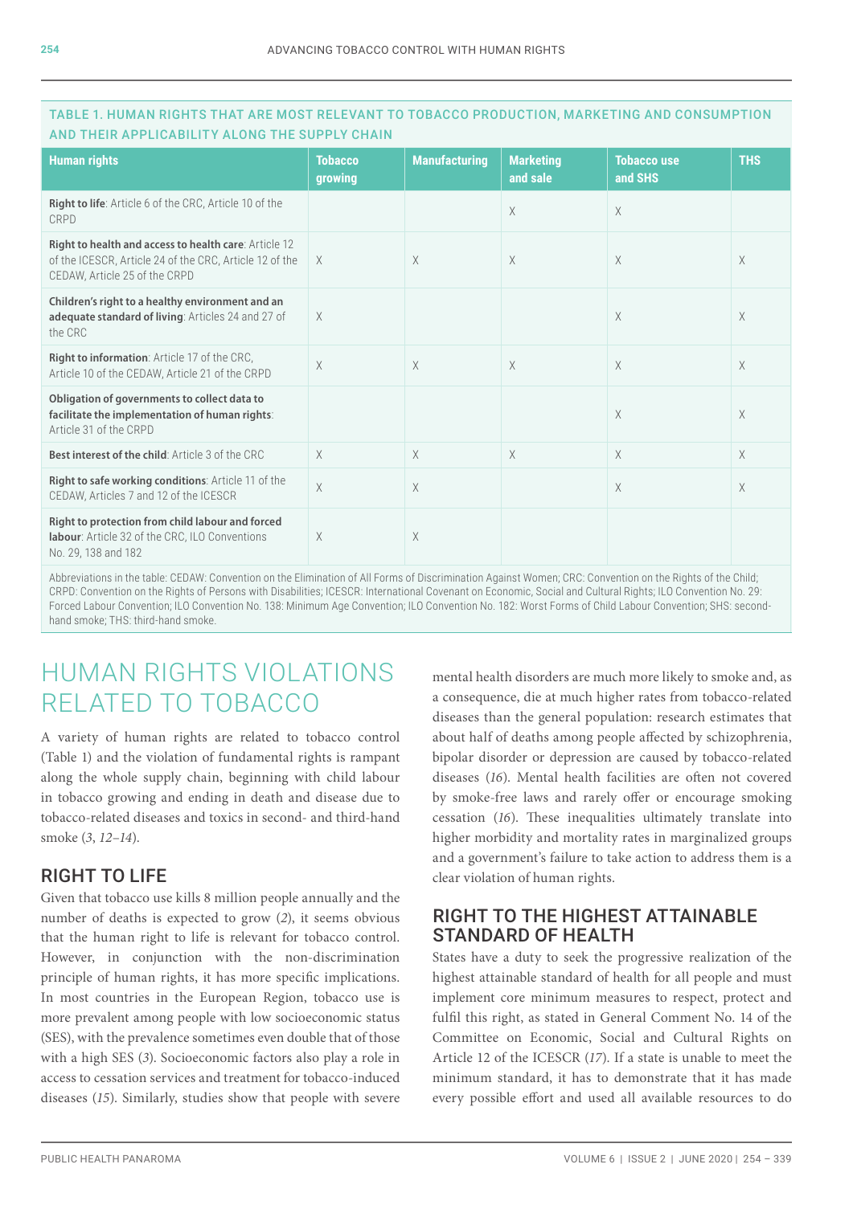**TABLE 1. HUMAN RIGHTS THAT ARE MOST RELEVANT TO TOBACCO PRODUCTION, MARKETING AND CONSUMPTION AND THEIR APPLICABILITY ALONG THE SUPPLY CHAIN**

| Human rights | Tobacco growing | Manufacturing | Marketing and sale | Tobacco use and SHS | THS |
|---|---|---|---|---|---|
| **Right to life**: Article 6 of the CRC, Article 10 of the CRPD | | | X | X | |
| **Right to health and access to health care**: Article 12 of the ICESCR, Article 24 of the CRC, Article 12 of the CEDAW, Article 25 of the CRPD | X | X | X | X | X |
| **Children's right to a healthy environment and an adequate standard of living**: Articles 24 and 27 of the CRC | X | | | X | X |
| **Right to information**: Article 17 of the CRC, Article 10 of the CEDAW, Article 21 of the CRPD | X | X | X | X | X |
| **Obligation of governments to collect data to facilitate the implementation of human rights**: Article 31 of the CRPD | | | | X | X |
| **Best interest of the child**: Article 3 of the CRC | X | X | X | X | X |
| **Right to safe working conditions**: Article 11 of the CEDAW, Articles 7 and 12 of the ICESCR | X | X | | X | X |
| **Right to protection from child labour and forced labour**: Article 32 of the CRC, ILO Conventions No. 29, 138 and 182 | X | X | | | |

Abbreviations in the table: CEDAW: Convention on the Elimination of All Forms of Discrimination Against Women; CRC: Convention on the Rights of the Child; CRPD: Convention on the Rights of Persons with Disabilities; ICESCR: International Covenant on Economic, Social and Cultural Rights; ILO Convention No. 29: Forced Labour Convention; ILO Convention No. 138: Minimum Age Convention; ILO Convention No. 182: Worst Forms of Child Labour Convention; SHS: second-hand smoke; THS: third-hand smoke.

# HUMAN RIGHTS VIOLATIONS RELATED TO TOBACCO

A variety of human rights are related to tobacco control (Table 1) and the violation of fundamental rights is rampant along the whole supply chain, beginning with child labour in tobacco growing and ending in death and disease due to tobacco-related diseases and toxics in second- and third-hand smoke (*3*, *12–14*).

## RIGHT TO LIFE

Given that tobacco use kills 8 million people annually and the number of deaths is expected to grow (*2*), it seems obvious that the human right to life is relevant for tobacco control. However, in conjunction with the non-discrimination principle of human rights, it has more specific implications. In most countries in the European Region, tobacco use is more prevalent among people with low socioeconomic status (SES), with the prevalence sometimes even double that of those with a high SES (*3*). Socioeconomic factors also play a role in access to cessation services and treatment for tobacco-induced diseases (*15*). Similarly, studies show that people with severe mental health disorders are much more likely to smoke and, as a consequence, die at much higher rates from tobacco-related diseases than the general population: research estimates that about half of deaths among people affected by schizophrenia, bipolar disorder or depression are caused by tobacco-related diseases (*16*). Mental health facilities are often not covered by smoke-free laws and rarely offer or encourage smoking cessation (*16*). These inequalities ultimately translate into higher morbidity and mortality rates in marginalized groups and a government's failure to take action to address them is a clear violation of human rights.

## RIGHT TO THE HIGHEST ATTAINABLE STANDARD OF HEALTH

States have a duty to seek the progressive realization of the highest attainable standard of health for all people and must implement core minimum measures to respect, protect and fulfil this right, as stated in General Comment No. 14 of the Committee on Economic, Social and Cultural Rights on Article 12 of the ICESCR (*17*). If a state is unable to meet the minimum standard, it has to demonstrate that it has made every possible effort and used all available resources to do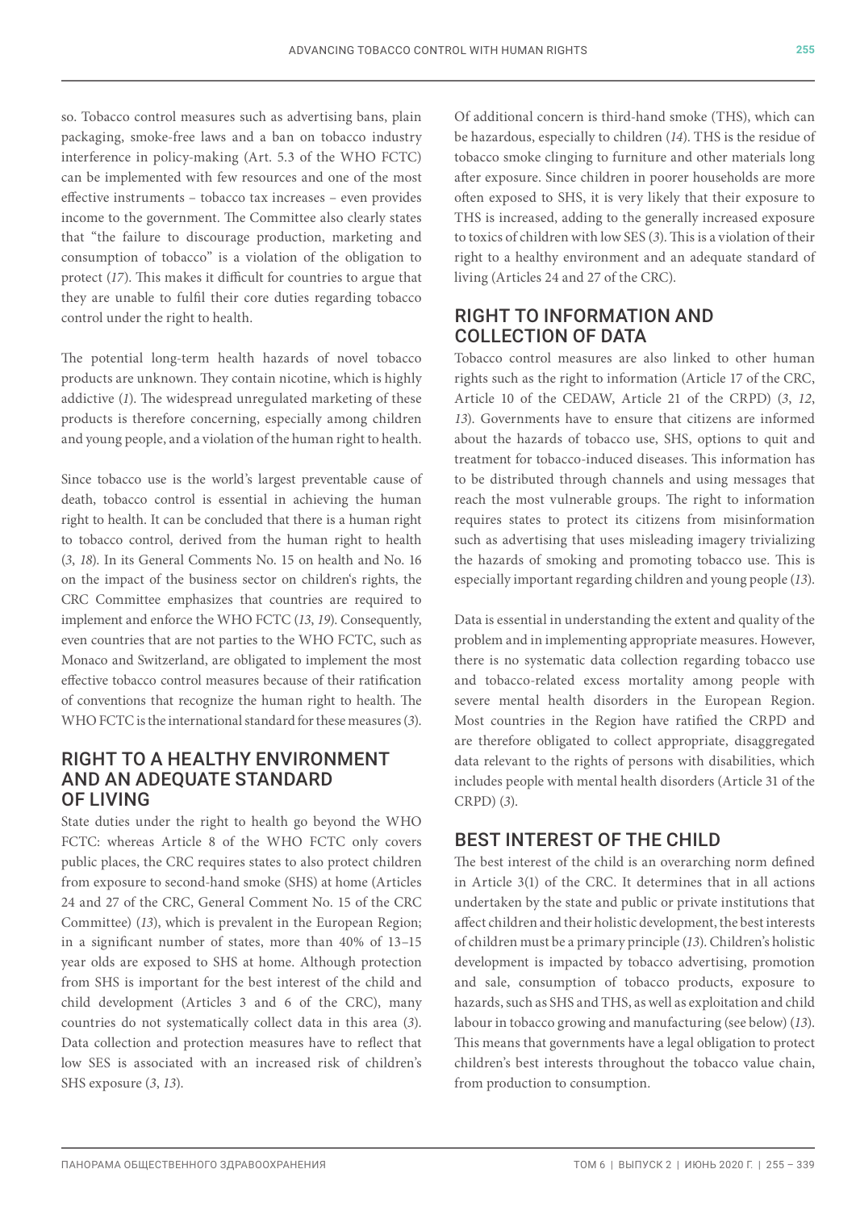so. Tobacco control measures such as advertising bans, plain packaging, smoke-free laws and a ban on tobacco industry interference in policy-making (Art. 5.3 of the WHO FCTC) can be implemented with few resources and one of the most effective instruments – tobacco tax increases – even provides income to the government. The Committee also clearly states that "the failure to discourage production, marketing and consumption of tobacco" is a violation of the obligation to protect (*17*). This makes it difficult for countries to argue that they are unable to fulfil their core duties regarding tobacco control under the right to health.

The potential long-term health hazards of novel tobacco products are unknown. They contain nicotine, which is highly addictive (*1*). The widespread unregulated marketing of these products is therefore concerning, especially among children and young people, and a violation of the human right to health.

Since tobacco use is the world's largest preventable cause of death, tobacco control is essential in achieving the human right to health. It can be concluded that there is a human right to tobacco control, derived from the human right to health (*3*, *18*). In its General Comments No. 15 on health and No. 16 on the impact of the business sector on children's rights, the CRC Committee emphasizes that countries are required to implement and enforce the WHO FCTC (*13*, *19*). Consequently, even countries that are not parties to the WHO FCTC, such as Monaco and Switzerland, are obligated to implement the most effective tobacco control measures because of their ratification of conventions that recognize the human right to health. The WHO FCTC is the international standard for these measures (*3*).

## RIGHT TO A HEALTHY ENVIRONMENT AND AN ADEQUATE STANDARD OF LIVING

State duties under the right to health go beyond the WHO FCTC: whereas Article 8 of the WHO FCTC only covers public places, the CRC requires states to also protect children from exposure to second-hand smoke (SHS) at home (Articles 24 and 27 of the CRC, General Comment No. 15 of the CRC Committee) (*13*), which is prevalent in the European Region; in a significant number of states, more than 40% of 13–15 year olds are exposed to SHS at home. Although protection from SHS is important for the best interest of the child and child development (Articles 3 and 6 of the CRC), many countries do not systematically collect data in this area (*3*). Data collection and protection measures have to reflect that low SES is associated with an increased risk of children's SHS exposure (*3*, *13*).

Of additional concern is third-hand smoke (THS), which can be hazardous, especially to children (*14*). THS is the residue of tobacco smoke clinging to furniture and other materials long after exposure. Since children in poorer households are more often exposed to SHS, it is very likely that their exposure to THS is increased, adding to the generally increased exposure to toxics of children with low SES (*3*). This is a violation of their right to a healthy environment and an adequate standard of living (Articles 24 and 27 of the CRC).

## RIGHT TO INFORMATION AND COLLECTION OF DATA

Tobacco control measures are also linked to other human rights such as the right to information (Article 17 of the CRC, Article 10 of the CEDAW, Article 21 of the CRPD) (*3*, *12*, *13*). Governments have to ensure that citizens are informed about the hazards of tobacco use, SHS, options to quit and treatment for tobacco-induced diseases. This information has to be distributed through channels and using messages that reach the most vulnerable groups. The right to information requires states to protect its citizens from misinformation such as advertising that uses misleading imagery trivializing the hazards of smoking and promoting tobacco use. This is especially important regarding children and young people (*13*).

Data is essential in understanding the extent and quality of the problem and in implementing appropriate measures. However, there is no systematic data collection regarding tobacco use and tobacco-related excess mortality among people with severe mental health disorders in the European Region. Most countries in the Region have ratified the CRPD and are therefore obligated to collect appropriate, disaggregated data relevant to the rights of persons with disabilities, which includes people with mental health disorders (Article 31 of the CRPD) (*3*).

## BEST INTEREST OF THE CHILD

The best interest of the child is an overarching norm defined in Article 3(1) of the CRC. It determines that in all actions undertaken by the state and public or private institutions that affect children and their holistic development, the best interests of children must be a primary principle (*13*). Children's holistic development is impacted by tobacco advertising, promotion and sale, consumption of tobacco products, exposure to hazards, such as SHS and THS, as well as exploitation and child labour in tobacco growing and manufacturing (see below) (*13*). This means that governments have a legal obligation to protect children's best interests throughout the tobacco value chain, from production to consumption.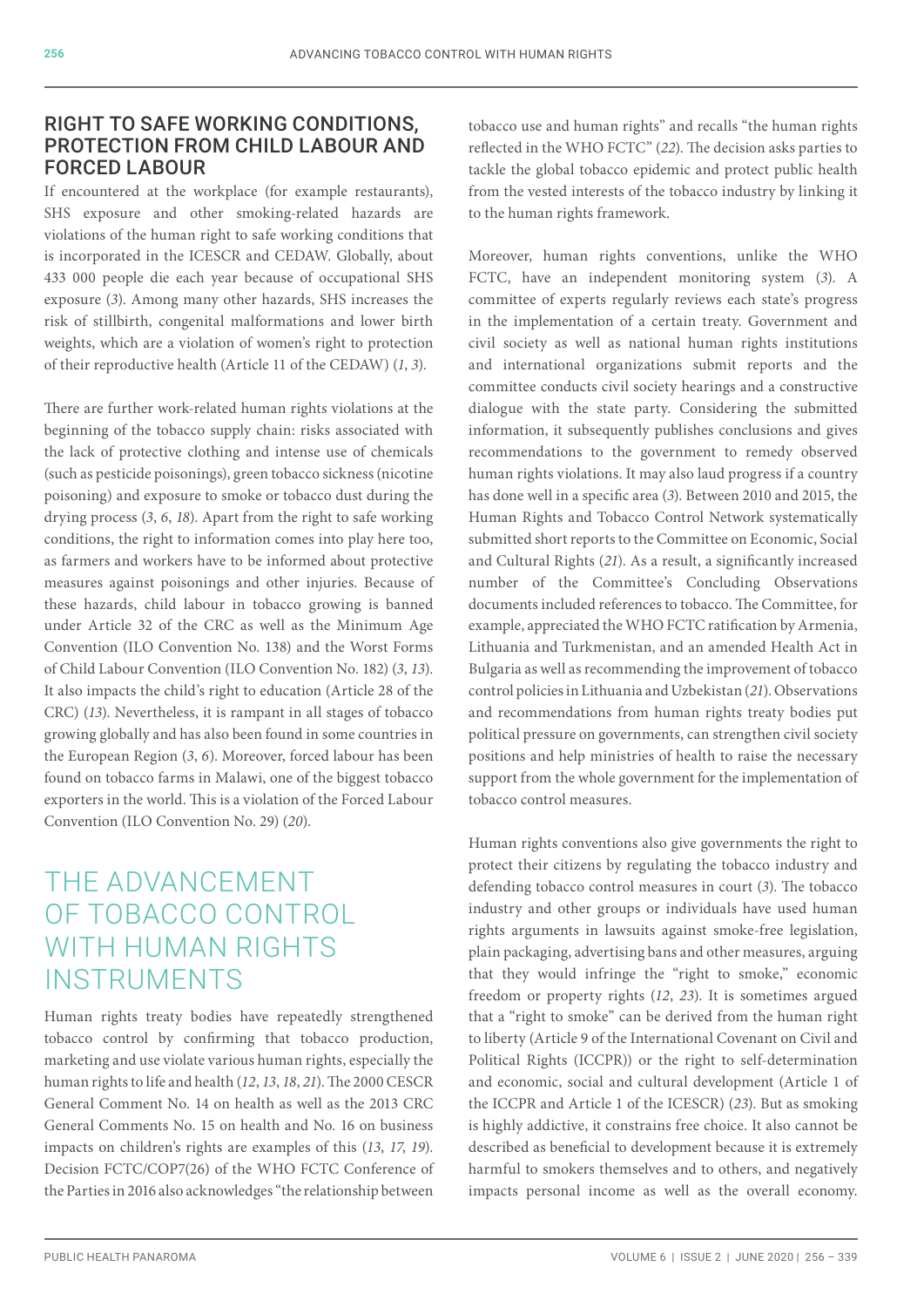## RIGHT TO SAFE WORKING CONDITIONS, PROTECTION FROM CHILD LABOUR AND FORCED LABOUR

If encountered at the workplace (for example restaurants), SHS exposure and other smoking-related hazards are violations of the human right to safe working conditions that is incorporated in the ICESCR and CEDAW. Globally, about 433 000 people die each year because of occupational SHS exposure (*3*). Among many other hazards, SHS increases the risk of stillbirth, congenital malformations and lower birth weights, which are a violation of women's right to protection of their reproductive health (Article 11 of the CEDAW) (*1*, *3*).

There are further work-related human rights violations at the beginning of the tobacco supply chain: risks associated with the lack of protective clothing and intense use of chemicals (such as pesticide poisonings), green tobacco sickness (nicotine poisoning) and exposure to smoke or tobacco dust during the drying process (*3*, *6*, *18*). Apart from the right to safe working conditions, the right to information comes into play here too, as farmers and workers have to be informed about protective measures against poisonings and other injuries. Because of these hazards, child labour in tobacco growing is banned under Article 32 of the CRC as well as the Minimum Age Convention (ILO Convention No. 138) and the Worst Forms of Child Labour Convention (ILO Convention No. 182) (*3*, *13*). It also impacts the child's right to education (Article 28 of the CRC) (*13*). Nevertheless, it is rampant in all stages of tobacco growing globally and has also been found in some countries in the European Region (*3*, *6*). Moreover, forced labour has been found on tobacco farms in Malawi, one of the biggest tobacco exporters in the world. This is a violation of the Forced Labour Convention (ILO Convention No. 29) (*20*).

# THE ADVANCEMENT OF TOBACCO CONTROL WITH HUMAN RIGHTS INSTRUMENTS

Human rights treaty bodies have repeatedly strengthened tobacco control by confirming that tobacco production, marketing and use violate various human rights, especially the human rights to life and health (*12*, *13*, *18*, *21*). The 2000 CESCR General Comment No. 14 on health as well as the 2013 CRC General Comments No. 15 on health and No. 16 on business impacts on children's rights are examples of this (*13*, *17*, *19*). Decision FCTC/COP7(26) of the WHO FCTC Conference of the Parties in 2016 also acknowledges "the relationship between tobacco use and human rights" and recalls "the human rights reflected in the WHO FCTC" (*22*). The decision asks parties to tackle the global tobacco epidemic and protect public health from the vested interests of the tobacco industry by linking it to the human rights framework.

Moreover, human rights conventions, unlike the WHO FCTC, have an independent monitoring system (*3*). A committee of experts regularly reviews each state's progress in the implementation of a certain treaty. Government and civil society as well as national human rights institutions and international organizations submit reports and the committee conducts civil society hearings and a constructive dialogue with the state party. Considering the submitted information, it subsequently publishes conclusions and gives recommendations to the government to remedy observed human rights violations. It may also laud progress if a country has done well in a specific area (*3*). Between 2010 and 2015, the Human Rights and Tobacco Control Network systematically submitted short reports to the Committee on Economic, Social and Cultural Rights (*21*). As a result, a significantly increased number of the Committee's Concluding Observations documents included references to tobacco. The Committee, for example, appreciated the WHO FCTC ratification by Armenia, Lithuania and Turkmenistan, and an amended Health Act in Bulgaria as well as recommending the improvement of tobacco control policies in Lithuania and Uzbekistan (*21*). Observations and recommendations from human rights treaty bodies put political pressure on governments, can strengthen civil society positions and help ministries of health to raise the necessary support from the whole government for the implementation of tobacco control measures.

Human rights conventions also give governments the right to protect their citizens by regulating the tobacco industry and defending tobacco control measures in court (*3*). The tobacco industry and other groups or individuals have used human rights arguments in lawsuits against smoke-free legislation, plain packaging, advertising bans and other measures, arguing that they would infringe the "right to smoke," economic freedom or property rights (*12*, *23*). It is sometimes argued that a "right to smoke" can be derived from the human right to liberty (Article 9 of the International Covenant on Civil and Political Rights (ICCPR)) or the right to self-determination and economic, social and cultural development (Article 1 of the ICCPR and Article 1 of the ICESCR) (*23*). But as smoking is highly addictive, it constrains free choice. It also cannot be described as beneficial to development because it is extremely harmful to smokers themselves and to others, and negatively impacts personal income as well as the overall economy.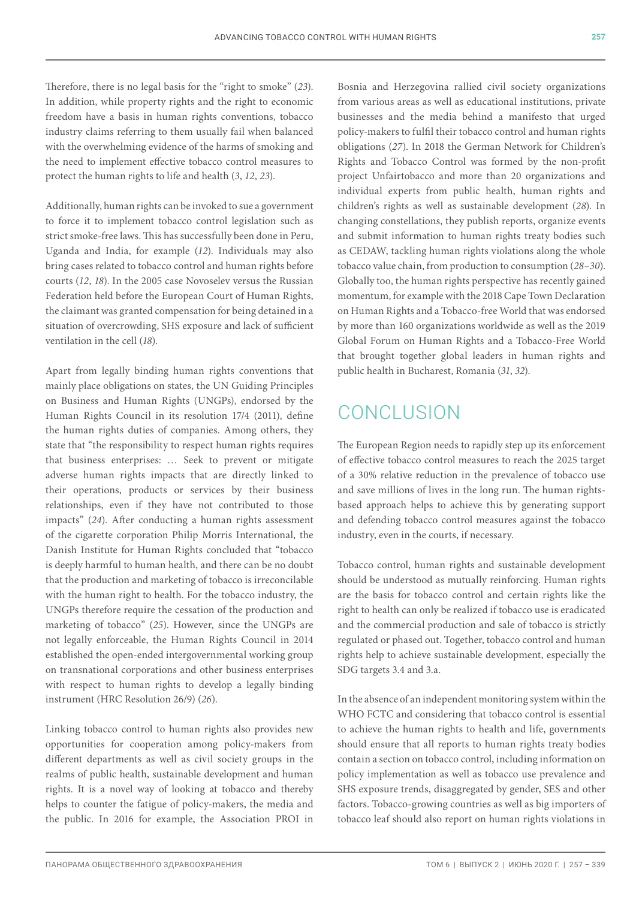Therefore, there is no legal basis for the "right to smoke" (*23*). In addition, while property rights and the right to economic freedom have a basis in human rights conventions, tobacco industry claims referring to them usually fail when balanced with the overwhelming evidence of the harms of smoking and the need to implement effective tobacco control measures to protect the human rights to life and health (*3*, *12*, *23*).

Additionally, human rights can be invoked to sue a government to force it to implement tobacco control legislation such as strict smoke-free laws. This has successfully been done in Peru, Uganda and India, for example (*12*). Individuals may also bring cases related to tobacco control and human rights before courts (*12*, *18*). In the 2005 case Novoselev versus the Russian Federation held before the European Court of Human Rights, the claimant was granted compensation for being detained in a situation of overcrowding, SHS exposure and lack of sufficient ventilation in the cell (*18*).

Apart from legally binding human rights conventions that mainly place obligations on states, the UN Guiding Principles on Business and Human Rights (UNGPs), endorsed by the Human Rights Council in its resolution 17/4 (2011), define the human rights duties of companies. Among others, they state that "the responsibility to respect human rights requires that business enterprises: … Seek to prevent or mitigate adverse human rights impacts that are directly linked to their operations, products or services by their business relationships, even if they have not contributed to those impacts" (*24*). After conducting a human rights assessment of the cigarette corporation Philip Morris International, the Danish Institute for Human Rights concluded that "tobacco is deeply harmful to human health, and there can be no doubt that the production and marketing of tobacco is irreconcilable with the human right to health. For the tobacco industry, the UNGPs therefore require the cessation of the production and marketing of tobacco" (*25*). However, since the UNGPs are not legally enforceable, the Human Rights Council in 2014 established the open-ended intergovernmental working group on transnational corporations and other business enterprises with respect to human rights to develop a legally binding instrument (HRC Resolution 26/9) (*26*).

Linking tobacco control to human rights also provides new opportunities for cooperation among policy-makers from different departments as well as civil society groups in the realms of public health, sustainable development and human rights. It is a novel way of looking at tobacco and thereby helps to counter the fatigue of policy-makers, the media and the public. In 2016 for example, the Association PROI in Bosnia and Herzegovina rallied civil society organizations from various areas as well as educational institutions, private businesses and the media behind a manifesto that urged policy-makers to fulfil their tobacco control and human rights obligations (*27*). In 2018 the German Network for Children's Rights and Tobacco Control was formed by the non-profit project Unfairtobacco and more than 20 organizations and individual experts from public health, human rights and children's rights as well as sustainable development (*28*). In changing constellations, they publish reports, organize events and submit information to human rights treaty bodies such as CEDAW, tackling human rights violations along the whole tobacco value chain, from production to consumption (*28–30*). Globally too, the human rights perspective has recently gained momentum, for example with the 2018 Cape Town Declaration on Human Rights and a Tobacco-free World that was endorsed by more than 160 organizations worldwide as well as the 2019 Global Forum on Human Rights and a Tobacco-Free World that brought together global leaders in human rights and public health in Bucharest, Romania (*31*, *32*).

## CONCLUSION

The European Region needs to rapidly step up its enforcement of effective tobacco control measures to reach the 2025 target of a 30% relative reduction in the prevalence of tobacco use and save millions of lives in the long run. The human rights-based approach helps to achieve this by generating support and defending tobacco control measures against the tobacco industry, even in the courts, if necessary.

Tobacco control, human rights and sustainable development should be understood as mutually reinforcing. Human rights are the basis for tobacco control and certain rights like the right to health can only be realized if tobacco use is eradicated and the commercial production and sale of tobacco is strictly regulated or phased out. Together, tobacco control and human rights help to achieve sustainable development, especially the SDG targets 3.4 and 3.a.

In the absence of an independent monitoring system within the WHO FCTC and considering that tobacco control is essential to achieve the human rights to health and life, governments should ensure that all reports to human rights treaty bodies contain a section on tobacco control, including information on policy implementation as well as tobacco use prevalence and SHS exposure trends, disaggregated by gender, SES and other factors. Tobacco-growing countries as well as big importers of tobacco leaf should also report on human rights violations in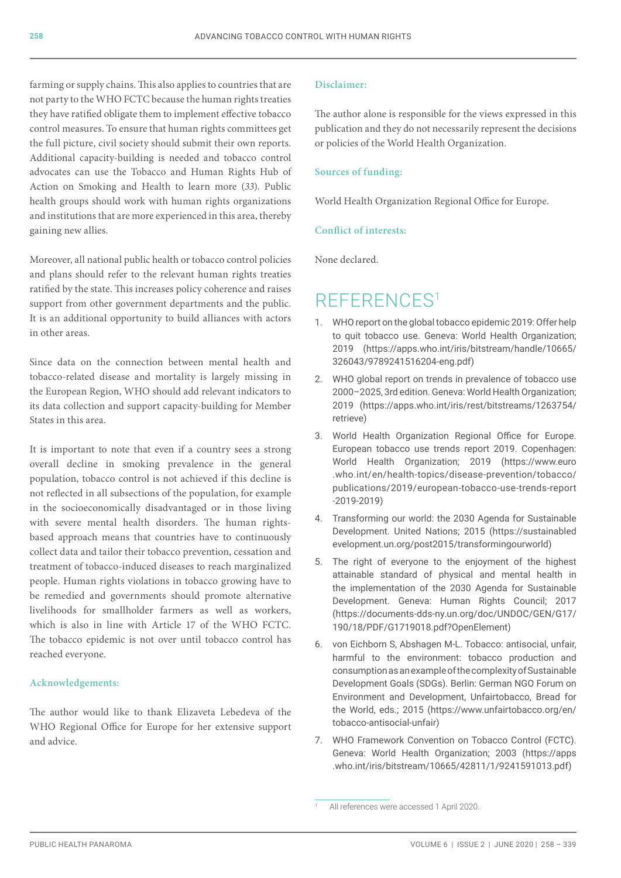farming or supply chains. This also applies to countries that are not party to the WHO FCTC because the human rights treaties they have ratified obligate them to implement effective tobacco control measures. To ensure that human rights committees get the full picture, civil society should submit their own reports. Additional capacity-building is needed and tobacco control advocates can use the Tobacco and Human Rights Hub of Action on Smoking and Health to learn more (*33*). Public health groups should work with human rights organizations and institutions that are more experienced in this area, thereby gaining new allies.

Moreover, all national public health or tobacco control policies and plans should refer to the relevant human rights treaties ratified by the state. This increases policy coherence and raises support from other government departments and the public. It is an additional opportunity to build alliances with actors in other areas.

Since data on the connection between mental health and tobacco-related disease and mortality is largely missing in the European Region, WHO should add relevant indicators to its data collection and support capacity-building for Member States in this area.

It is important to note that even if a country sees a strong overall decline in smoking prevalence in the general population, tobacco control is not achieved if this decline is not reflected in all subsections of the population, for example in the socioeconomically disadvantaged or in those living with severe mental health disorders. The human rights-based approach means that countries have to continuously collect data and tailor their tobacco prevention, cessation and treatment of tobacco-induced diseases to reach marginalized people. Human rights violations in tobacco growing have to be remedied and governments should promote alternative livelihoods for smallholder farmers as well as workers, which is also in line with Article 17 of the WHO FCTC. The tobacco epidemic is not over until tobacco control has reached everyone.

**Acknowledgements:**

The author would like to thank Elizaveta Lebedeva of the WHO Regional Office for Europe for her extensive support and advice.

**Disclaimer:**

The author alone is responsible for the views expressed in this publication and they do not necessarily represent the decisions or policies of the World Health Organization.

**Sources of funding:**

World Health Organization Regional Office for Europe.

**Conflict of interests:**

None declared.

# REFERENCES[1]

1. WHO report on the global tobacco epidemic 2019: Offer help to quit tobacco use. Geneva: World Health Organization; 2019 (https://apps.who.int/iris/bitstream/handle/10665/326043/9789241516204-eng.pdf)
2. WHO global report on trends in prevalence of tobacco use 2000–2025, 3rd edition. Geneva: World Health Organization; 2019 (https://apps.who.int/iris/rest/bitstreams/1263754/retrieve)
3. World Health Organization Regional Office for Europe. European tobacco use trends report 2019. Copenhagen: World Health Organization; 2019 (https://www.euro.who.int/en/health-topics/disease-prevention/tobacco/publications/2019/european-tobacco-use-trends-report-2019-2019)
4. Transforming our world: the 2030 Agenda for Sustainable Development. United Nations; 2015 (https://sustainabledevelopment.un.org/post2015/transformingourworld)
5. The right of everyone to the enjoyment of the highest attainable standard of physical and mental health in the implementation of the 2030 Agenda for Sustainable Development. Geneva: Human Rights Council; 2017 (https://documents-dds-ny.un.org/doc/UNDOC/GEN/G17/190/18/PDF/G1719018.pdf?OpenElement)
6. von Eichborn S, Abshagen M-L. Tobacco: antisocial, unfair, harmful to the environment: tobacco production and consumption as an example of the complexity of Sustainable Development Goals (SDGs). Berlin: German NGO Forum on Environment and Development, Unfairtobacco, Bread for the World, eds.; 2015 (https://www.unfairtobacco.org/en/tobacco-antisocial-unfair)
7. WHO Framework Convention on Tobacco Control (FCTC). Geneva: World Health Organization; 2003 (https://apps.who.int/iris/bitstream/10665/42811/1/9241591013.pdf)

[1] All references were accessed 1 April 2020.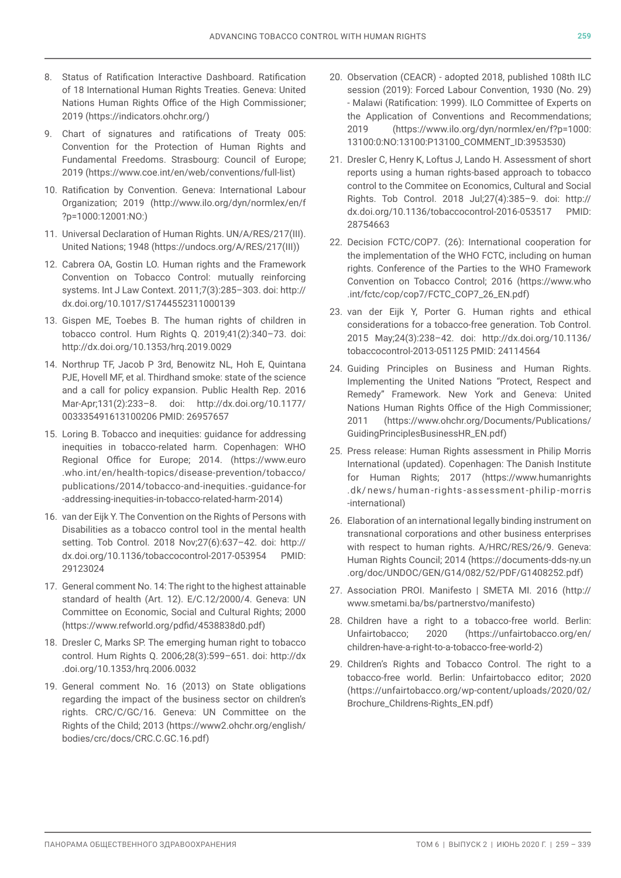8. Status of Ratification Interactive Dashboard. Ratification of 18 International Human Rights Treaties. Geneva: United Nations Human Rights Office of the High Commissioner; 2019 (https://indicators.ohchr.org/)
9. Chart of signatures and ratifications of Treaty 005: Convention for the Protection of Human Rights and Fundamental Freedoms. Strasbourg: Council of Europe; 2019 (https://www.coe.int/en/web/conventions/full-list)
10. Ratification by Convention. Geneva: International Labour Organization; 2019 (http://www.ilo.org/dyn/normlex/en/f?p=1000:12001:NO:)
11. Universal Declaration of Human Rights. UN/A/RES/217(III). United Nations; 1948 (https://undocs.org/A/RES/217(III))
12. Cabrera OA, Gostin LO. Human rights and the Framework Convention on Tobacco Control: mutually reinforcing systems. Int J Law Context. 2011;7(3):285–303. doi: http://dx.doi.org/10.1017/S1744552311000139
13. Gispen ME, Toebes B. The human rights of children in tobacco control. Hum Rights Q. 2019;41(2):340–73. doi: http://dx.doi.org/10.1353/hrq.2019.0029
14. Northrup TF, Jacob P 3rd, Benowitz NL, Hoh E, Quintana PJE, Hovell MF, et al. Thirdhand smoke: state of the science and a call for policy expansion. Public Health Rep. 2016 Mar-Apr;131(2):233–8. doi: http://dx.doi.org/10.1177/003335491613100206 PMID: 26957657
15. Loring B. Tobacco and inequities: guidance for addressing inequities in tobacco-related harm. Copenhagen: WHO Regional Office for Europe; 2014. (https://www.euro.who.int/en/health-topics/disease-prevention/tobacco/publications/2014/tobacco-and-inequities.-guidance-for-addressing-inequities-in-tobacco-related-harm-2014)
16. van der Eijk Y. The Convention on the Rights of Persons with Disabilities as a tobacco control tool in the mental health setting. Tob Control. 2018 Nov;27(6):637–42. doi: http://dx.doi.org/10.1136/tobaccocontrol-2017-053954 PMID: 29123024
17. General comment No. 14: The right to the highest attainable standard of health (Art. 12). E/C.12/2000/4. Geneva: UN Committee on Economic, Social and Cultural Rights; 2000 (https://www.refworld.org/pdfid/4538838d0.pdf)
18. Dresler C, Marks SP. The emerging human right to tobacco control. Hum Rights Q. 2006;28(3):599–651. doi: http://dx.doi.org/10.1353/hrq.2006.0032
19. General comment No. 16 (2013) on State obligations regarding the impact of the business sector on children's rights. CRC/C/GC/16. Geneva: UN Committee on the Rights of the Child; 2013 (https://www2.ohchr.org/english/bodies/crc/docs/CRC.C.GC.16.pdf)
20. Observation (CEACR) - adopted 2018, published 108th ILC session (2019): Forced Labour Convention, 1930 (No. 29) - Malawi (Ratification: 1999). ILO Committee of Experts on the Application of Conventions and Recommendations; 2019 (https://www.ilo.org/dyn/normlex/en/f?p=1000:13100:0:NO:13100:P13100_COMMENT_ID:3953530)
21. Dresler C, Henry K, Loftus J, Lando H. Assessment of short reports using a human rights-based approach to tobacco control to the Commitee on Economics, Cultural and Social Rights. Tob Control. 2018 Jul;27(4):385–9. doi: http://dx.doi.org/10.1136/tobaccocontrol-2016-053517 PMID: 28754663
22. Decision FCTC/COP7. (26): International cooperation for the implementation of the WHO FCTC, including on human rights. Conference of the Parties to the WHO Framework Convention on Tobacco Control; 2016 (https://www.who.int/fctc/cop/cop7/FCTC_COP7_26_EN.pdf)
23. van der Eijk Y, Porter G. Human rights and ethical considerations for a tobacco-free generation. Tob Control. 2015 May;24(3):238–42. doi: http://dx.doi.org/10.1136/tobaccocontrol-2013-051125 PMID: 24114564
24. Guiding Principles on Business and Human Rights. Implementing the United Nations "Protect, Respect and Remedy" Framework. New York and Geneva: United Nations Human Rights Office of the High Commissioner; 2011 (https://www.ohchr.org/Documents/Publications/GuidingPrinciplesBusinessHR_EN.pdf)
25. Press release: Human Rights assessment in Philip Morris International (updated). Copenhagen: The Danish Institute for Human Rights; 2017 (https://www.humanrights.dk/news/human-rights-assessment-philip-morris-international)
26. Elaboration of an international legally binding instrument on transnational corporations and other business enterprises with respect to human rights. A/HRC/RES/26/9. Geneva: Human Rights Council; 2014 (https://documents-dds-ny.un.org/doc/UNDOC/GEN/G14/082/52/PDF/G1408252.pdf)
27. Association PROI. Manifesto | SMETA MI. 2016 (http://www.smetami.ba/bs/partnerstvo/manifesto)
28. Children have a right to a tobacco-free world. Berlin: Unfairtobacco; 2020 (https://unfairtobacco.org/en/children-have-a-right-to-a-tobacco-free-world-2)
29. Children's Rights and Tobacco Control. The right to a tobacco-free world. Berlin: Unfairtobacco editor; 2020 (https://unfairtobacco.org/wp-content/uploads/2020/02/Brochure_Childrens-Rights_EN.pdf)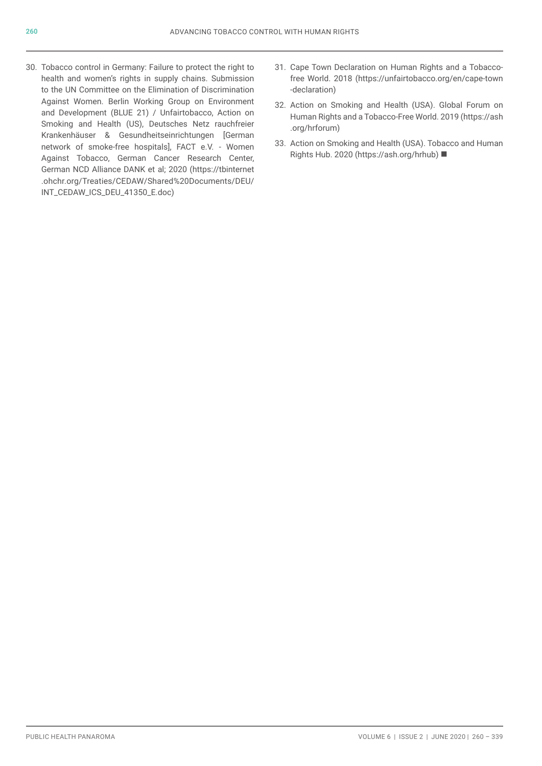30. Tobacco control in Germany: Failure to protect the right to health and women's rights in supply chains. Submission to the UN Committee on the Elimination of Discrimination Against Women. Berlin Working Group on Environment and Development (BLUE 21) / Unfairtobacco, Action on Smoking and Health (US), Deutsches Netz rauchfreier Krankenhäuser & Gesundheitseinrichtungen [German network of smoke-free hospitals], FACT e.V. - Women Against Tobacco, German Cancer Research Center, German NCD Alliance DANK et al; 2020 (https://tbinternet.ohchr.org/Treaties/CEDAW/Shared%20Documents/DEU/INT_CEDAW_ICS_DEU_41350_E.doc)
31. Cape Town Declaration on Human Rights and a Tobacco-free World. 2018 (https://unfairtobacco.org/en/cape-town-declaration)
32. Action on Smoking and Health (USA). Global Forum on Human Rights and a Tobacco-Free World. 2019 (https://ash.org/hrforum)
33. Action on Smoking and Health (USA). Tobacco and Human Rights Hub. 2020 (https://ash.org/hrhub) ■